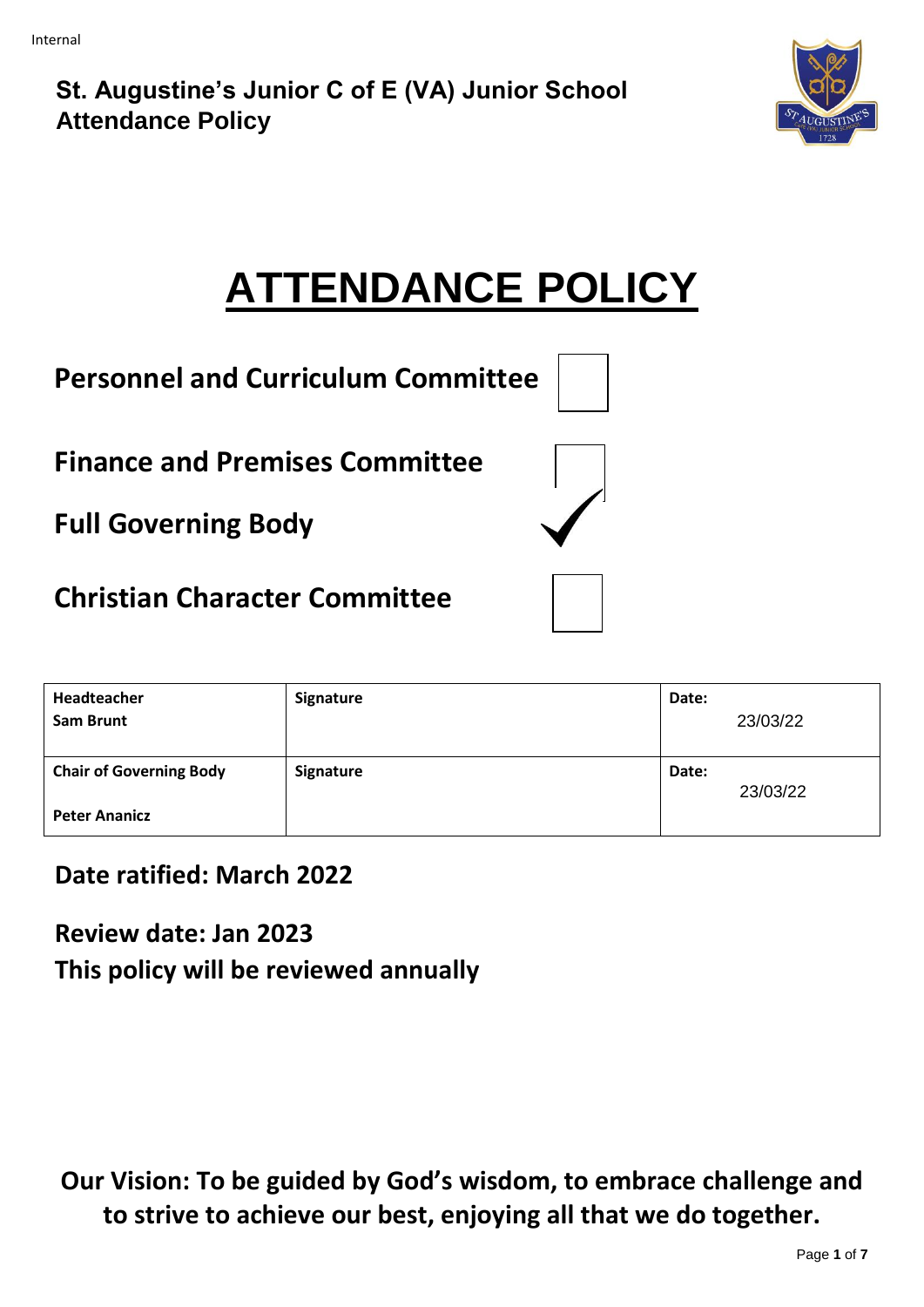Internal

**St. Augustine's Junior C of E (VA) Junior School**
**Attendance Policy**

# ATTENDANCE POLICY

**Personnel and Curriculum Committee** ☐

**Finance and Premises Committee** ☐

**Full Governing Body** ✓

**Christian Character Committee** ☐

| Headteacher<br>Sam Brunt | Signature | Date:<br>23/03/22 |
|---|---|---|
| **Chair of Governing Body**<br>**Peter Ananicz** | **Signature** | **Date:**<br>23/03/22 |

**Date ratified: March 2022**

**Review date: Jan 2023**

**This policy will be reviewed annually**

**Our Vision: To be guided by God's wisdom, to embrace challenge and to strive to achieve our best, enjoying all that we do together.**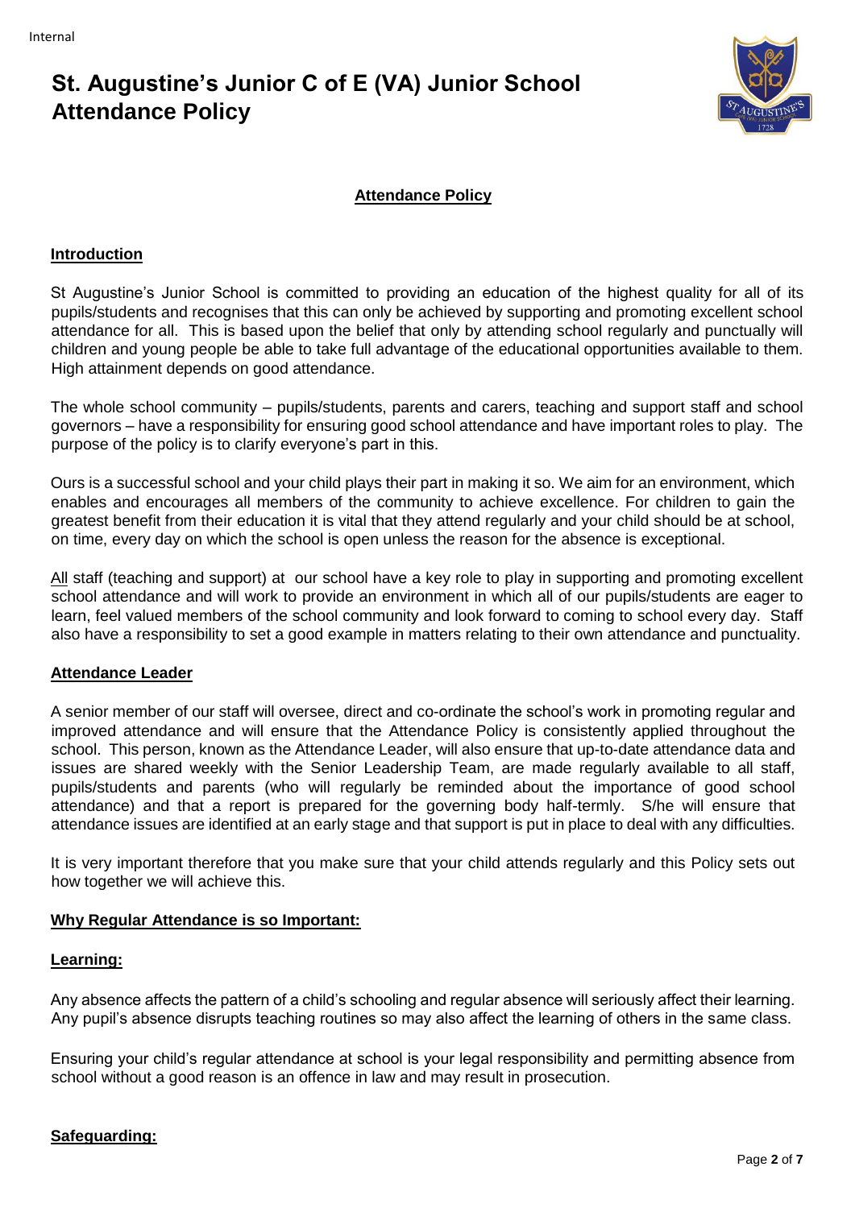# St. Augustine's Junior C of E (VA) Junior School Attendance Policy

## Attendance Policy

### Introduction

St Augustine's Junior School is committed to providing an education of the highest quality for all of its pupils/students and recognises that this can only be achieved by supporting and promoting excellent school attendance for all. This is based upon the belief that only by attending school regularly and punctually will children and young people be able to take full advantage of the educational opportunities available to them. High attainment depends on good attendance.

The whole school community – pupils/students, parents and carers, teaching and support staff and school governors – have a responsibility for ensuring good school attendance and have important roles to play. The purpose of the policy is to clarify everyone's part in this.

Ours is a successful school and your child plays their part in making it so. We aim for an environment, which enables and encourages all members of the community to achieve excellence. For children to gain the greatest benefit from their education it is vital that they attend regularly and your child should be at school, on time, every day on which the school is open unless the reason for the absence is exceptional.

All staff (teaching and support) at our school have a key role to play in supporting and promoting excellent school attendance and will work to provide an environment in which all of our pupils/students are eager to learn, feel valued members of the school community and look forward to coming to school every day. Staff also have a responsibility to set a good example in matters relating to their own attendance and punctuality.

### Attendance Leader

A senior member of our staff will oversee, direct and co-ordinate the school's work in promoting regular and improved attendance and will ensure that the Attendance Policy is consistently applied throughout the school. This person, known as the Attendance Leader, will also ensure that up-to-date attendance data and issues are shared weekly with the Senior Leadership Team, are made regularly available to all staff, pupils/students and parents (who will regularly be reminded about the importance of good school attendance) and that a report is prepared for the governing body half-termly. S/he will ensure that attendance issues are identified at an early stage and that support is put in place to deal with any difficulties.

It is very important therefore that you make sure that your child attends regularly and this Policy sets out how together we will achieve this.

### Why Regular Attendance is so Important:

### Learning:

Any absence affects the pattern of a child's schooling and regular absence will seriously affect their learning. Any pupil's absence disrupts teaching routines so may also affect the learning of others in the same class.

Ensuring your child's regular attendance at school is your legal responsibility and permitting absence from school without a good reason is an offence in law and may result in prosecution.

### Safeguarding: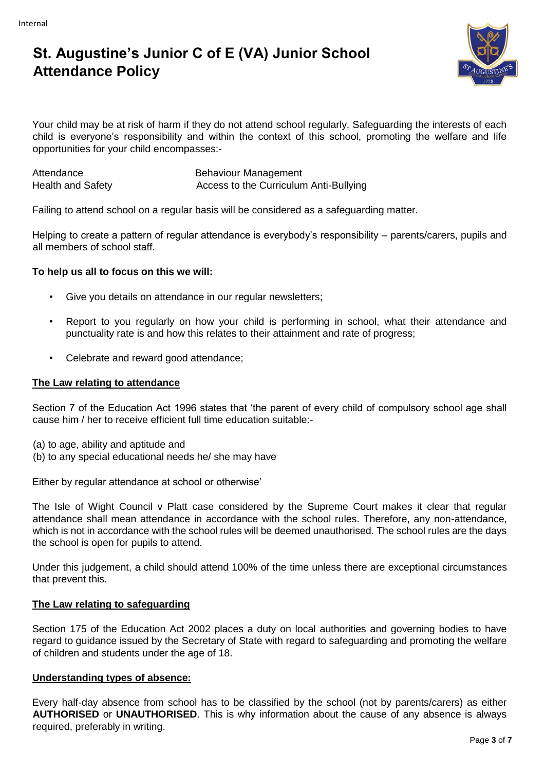# St. Augustine's Junior C of E (VA) Junior School Attendance Policy

Your child may be at risk of harm if they do not attend school regularly. Safeguarding the interests of each child is everyone's responsibility and within the context of this school, promoting the welfare and life opportunities for your child encompasses:-

| | |
|---|---|
| Attendance | Behaviour Management |
| Health and Safety | Access to the Curriculum Anti-Bullying |

Failing to attend school on a regular basis will be considered as a safeguarding matter.

Helping to create a pattern of regular attendance is everybody's responsibility – parents/carers, pupils and all members of school staff.

**To help us all to focus on this we will:**

- Give you details on attendance in our regular newsletters;
- Report to you regularly on how your child is performing in school, what their attendance and punctuality rate is and how this relates to their attainment and rate of progress;
- Celebrate and reward good attendance;

**The Law relating to attendance**

Section 7 of the Education Act 1996 states that 'the parent of every child of compulsory school age shall cause him / her to receive efficient full time education suitable:-

(a) to age, ability and aptitude and
(b) to any special educational needs he/ she may have

Either by regular attendance at school or otherwise'

The Isle of Wight Council v Platt case considered by the Supreme Court makes it clear that regular attendance shall mean attendance in accordance with the school rules. Therefore, any non-attendance, which is not in accordance with the school rules will be deemed unauthorised. The school rules are the days the school is open for pupils to attend.

Under this judgement, a child should attend 100% of the time unless there are exceptional circumstances that prevent this.

**The Law relating to safeguarding**

Section 175 of the Education Act 2002 places a duty on local authorities and governing bodies to have regard to guidance issued by the Secretary of State with regard to safeguarding and promoting the welfare of children and students under the age of 18.

**Understanding types of absence:**

Every half-day absence from school has to be classified by the school (not by parents/carers) as either **AUTHORISED** or **UNAUTHORISED**. This is why information about the cause of any absence is always required, preferably in writing.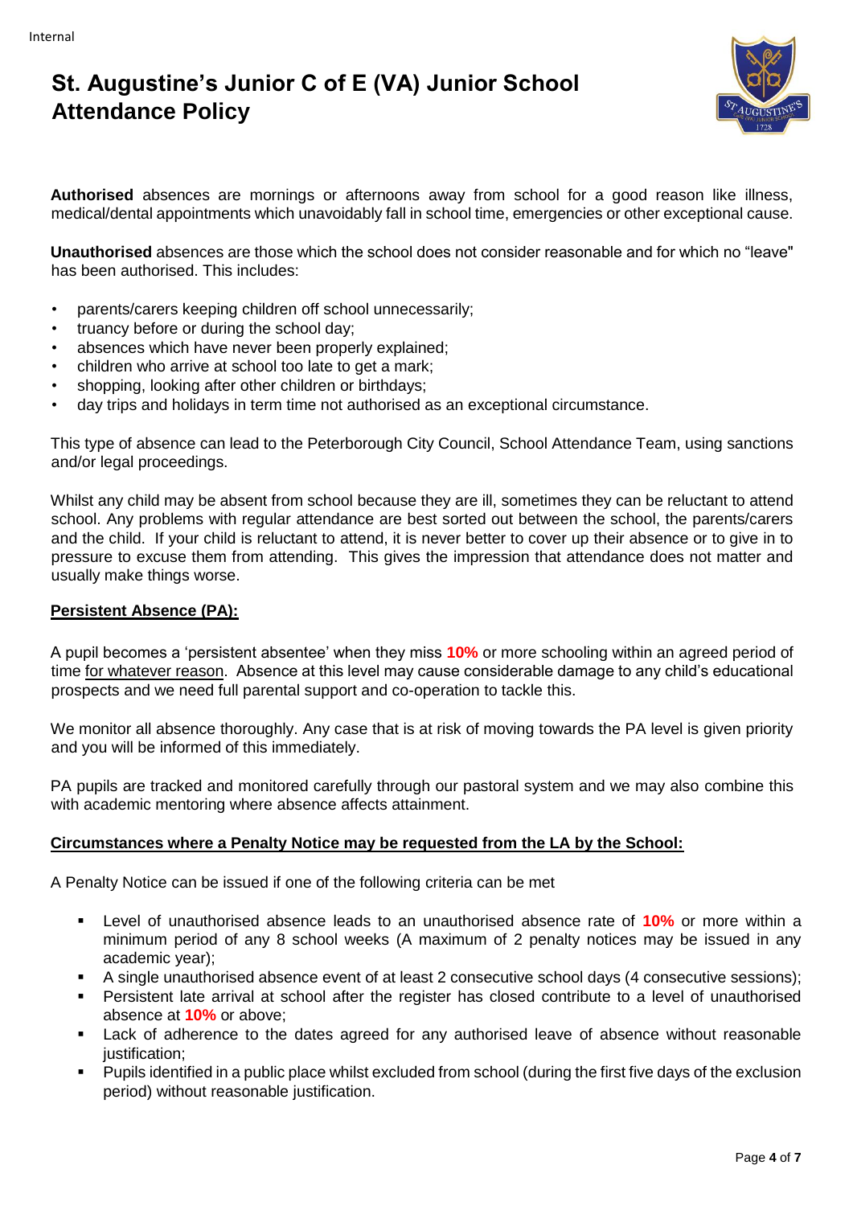# St. Augustine's Junior C of E (VA) Junior School Attendance Policy

**Authorised** absences are mornings or afternoons away from school for a good reason like illness, medical/dental appointments which unavoidably fall in school time, emergencies or other exceptional cause.

**Unauthorised** absences are those which the school does not consider reasonable and for which no "leave" has been authorised. This includes:

- parents/carers keeping children off school unnecessarily;
- truancy before or during the school day;
- absences which have never been properly explained;
- children who arrive at school too late to get a mark;
- shopping, looking after other children or birthdays;
- day trips and holidays in term time not authorised as an exceptional circumstance.

This type of absence can lead to the Peterborough City Council, School Attendance Team, using sanctions and/or legal proceedings.

Whilst any child may be absent from school because they are ill, sometimes they can be reluctant to attend school. Any problems with regular attendance are best sorted out between the school, the parents/carers and the child. If your child is reluctant to attend, it is never better to cover up their absence or to give in to pressure to excuse them from attending. This gives the impression that attendance does not matter and usually make things worse.

## Persistent Absence (PA):

A pupil becomes a 'persistent absentee' when they miss **10%** or more schooling within an agreed period of time for whatever reason. Absence at this level may cause considerable damage to any child's educational prospects and we need full parental support and co-operation to tackle this.

We monitor all absence thoroughly. Any case that is at risk of moving towards the PA level is given priority and you will be informed of this immediately.

PA pupils are tracked and monitored carefully through our pastoral system and we may also combine this with academic mentoring where absence affects attainment.

## Circumstances where a Penalty Notice may be requested from the LA by the School:

A Penalty Notice can be issued if one of the following criteria can be met

- Level of unauthorised absence leads to an unauthorised absence rate of **10%** or more within a minimum period of any 8 school weeks (A maximum of 2 penalty notices may be issued in any academic year);
- A single unauthorised absence event of at least 2 consecutive school days (4 consecutive sessions);
- Persistent late arrival at school after the register has closed contribute to a level of unauthorised absence at **10%** or above;
- Lack of adherence to the dates agreed for any authorised leave of absence without reasonable justification;
- Pupils identified in a public place whilst excluded from school (during the first five days of the exclusion period) without reasonable justification.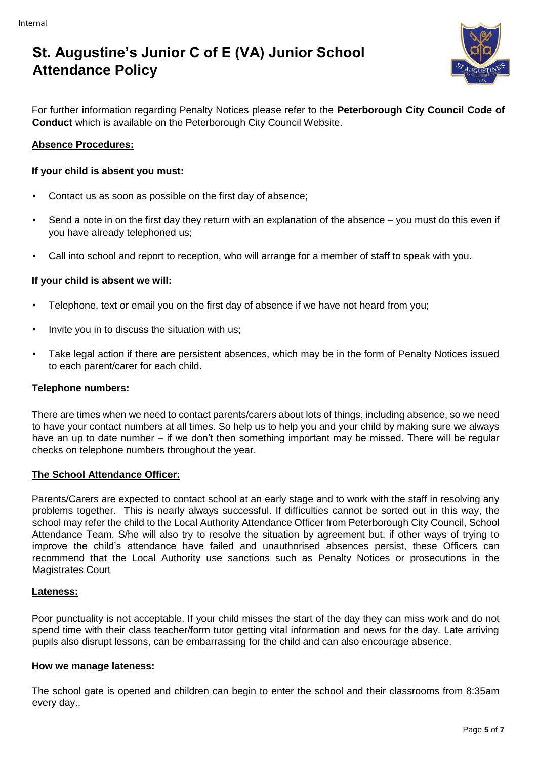For further information regarding Penalty Notices please refer to the **Peterborough City Council Code of Conduct** which is available on the Peterborough City Council Website.

## Absence Procedures:

**If your child is absent you must:**

- Contact us as soon as possible on the first day of absence;
- Send a note in on the first day they return with an explanation of the absence – you must do this even if you have already telephoned us;
- Call into school and report to reception, who will arrange for a member of staff to speak with you.

**If your child is absent we will:**

- Telephone, text or email you on the first day of absence if we have not heard from you;
- Invite you in to discuss the situation with us;
- Take legal action if there are persistent absences, which may be in the form of Penalty Notices issued to each parent/carer for each child.

**Telephone numbers:**

There are times when we need to contact parents/carers about lots of things, including absence, so we need to have your contact numbers at all times. So help us to help you and your child by making sure we always have an up to date number – if we don't then something important may be missed. There will be regular checks on telephone numbers throughout the year.

## The School Attendance Officer:

Parents/Carers are expected to contact school at an early stage and to work with the staff in resolving any problems together. This is nearly always successful. If difficulties cannot be sorted out in this way, the school may refer the child to the Local Authority Attendance Officer from Peterborough City Council, School Attendance Team. S/he will also try to resolve the situation by agreement but, if other ways of trying to improve the child's attendance have failed and unauthorised absences persist, these Officers can recommend that the Local Authority use sanctions such as Penalty Notices or prosecutions in the Magistrates Court

## Lateness:

Poor punctuality is not acceptable. If your child misses the start of the day they can miss work and do not spend time with their class teacher/form tutor getting vital information and news for the day. Late arriving pupils also disrupt lessons, can be embarrassing for the child and can also encourage absence.

**How we manage lateness:**

The school gate is opened and children can begin to enter the school and their classrooms from 8:35am every day..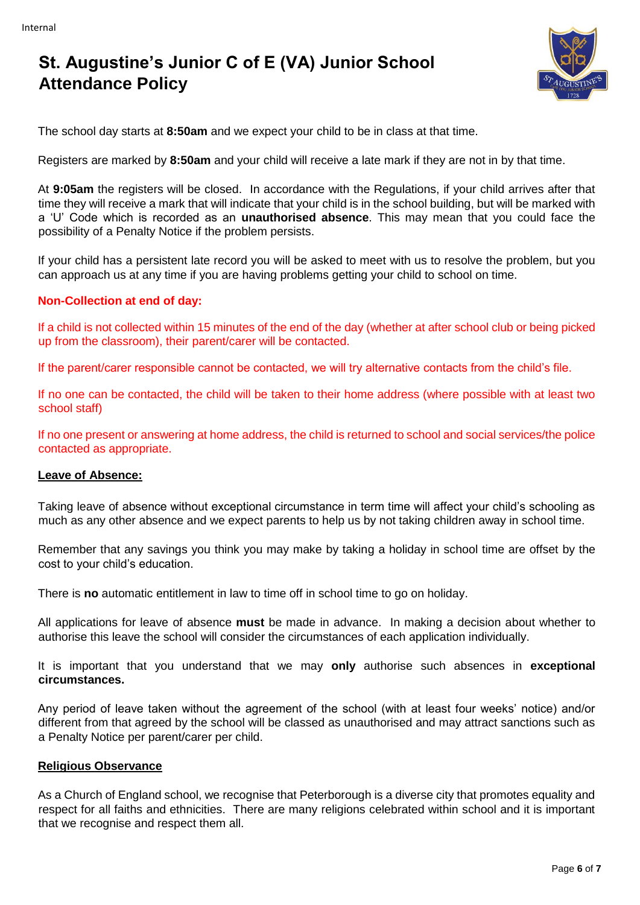# St. Augustine's Junior C of E (VA) Junior School Attendance Policy

The school day starts at **8:50am** and we expect your child to be in class at that time.

Registers are marked by **8:50am** and your child will receive a late mark if they are not in by that time.

At **9:05am** the registers will be closed. In accordance with the Regulations, if your child arrives after that time they will receive a mark that will indicate that your child is in the school building, but will be marked with a 'U' Code which is recorded as an **unauthorised absence**. This may mean that you could face the possibility of a Penalty Notice if the problem persists.

If your child has a persistent late record you will be asked to meet with us to resolve the problem, but you can approach us at any time if you are having problems getting your child to school on time.

**Non-Collection at end of day:**

If a child is not collected within 15 minutes of the end of the day (whether at after school club or being picked up from the classroom), their parent/carer will be contacted.

If the parent/carer responsible cannot be contacted, we will try alternative contacts from the child's file.

If no one can be contacted, the child will be taken to their home address (where possible with at least two school staff)

If no one present or answering at home address, the child is returned to school and social services/the police contacted as appropriate.

**Leave of Absence:**

Taking leave of absence without exceptional circumstance in term time will affect your child's schooling as much as any other absence and we expect parents to help us by not taking children away in school time.

Remember that any savings you think you may make by taking a holiday in school time are offset by the cost to your child's education.

There is **no** automatic entitlement in law to time off in school time to go on holiday.

All applications for leave of absence **must** be made in advance. In making a decision about whether to authorise this leave the school will consider the circumstances of each application individually.

It is important that you understand that we may **only** authorise such absences in **exceptional circumstances.**

Any period of leave taken without the agreement of the school (with at least four weeks' notice) and/or different from that agreed by the school will be classed as unauthorised and may attract sanctions such as a Penalty Notice per parent/carer per child.

**Religious Observance**

As a Church of England school, we recognise that Peterborough is a diverse city that promotes equality and respect for all faiths and ethnicities. There are many religions celebrated within school and it is important that we recognise and respect them all.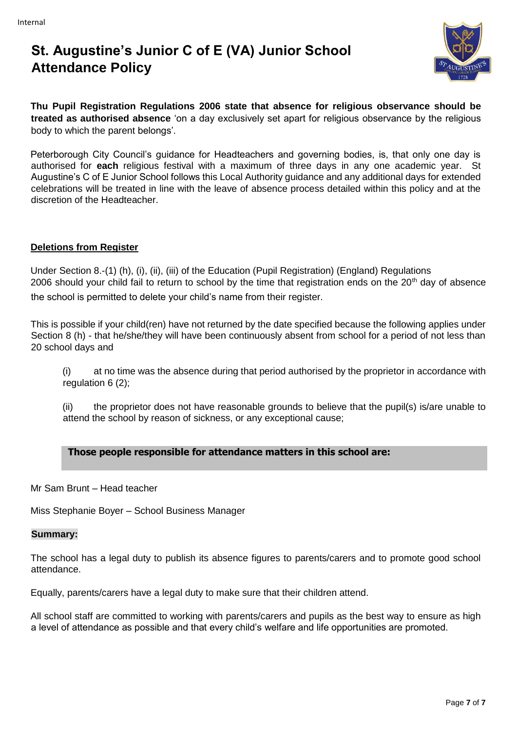# St. Augustine's Junior C of E (VA) Junior School Attendance Policy

**Thu Pupil Registration Regulations 2006 state that absence for religious observance should be treated as authorised absence** 'on a day exclusively set apart for religious observance by the religious body to which the parent belongs'.

Peterborough City Council's guidance for Headteachers and governing bodies, is, that only one day is authorised for **each** religious festival with a maximum of three days in any one academic year. St Augustine's C of E Junior School follows this Local Authority guidance and any additional days for extended celebrations will be treated in line with the leave of absence process detailed within this policy and at the discretion of the Headteacher.

## Deletions from Register

Under Section 8.-(1) (h), (i), (ii), (iii) of the Education (Pupil Registration) (England) Regulations 2006 should your child fail to return to school by the time that registration ends on the 20th day of absence the school is permitted to delete your child's name from their register.

This is possible if your child(ren) have not returned by the date specified because the following applies under Section 8 (h) - that he/she/they will have been continuously absent from school for a period of not less than 20 school days and

(i) at no time was the absence during that period authorised by the proprietor in accordance with regulation 6 (2);

(ii) the proprietor does not have reasonable grounds to believe that the pupil(s) is/are unable to attend the school by reason of sickness, or any exceptional cause;

**Those people responsible for attendance matters in this school are:**

Mr Sam Brunt – Head teacher

Miss Stephanie Boyer – School Business Manager

**Summary:**

The school has a legal duty to publish its absence figures to parents/carers and to promote good school attendance.

Equally, parents/carers have a legal duty to make sure that their children attend.

All school staff are committed to working with parents/carers and pupils as the best way to ensure as high a level of attendance as possible and that every child's welfare and life opportunities are promoted.